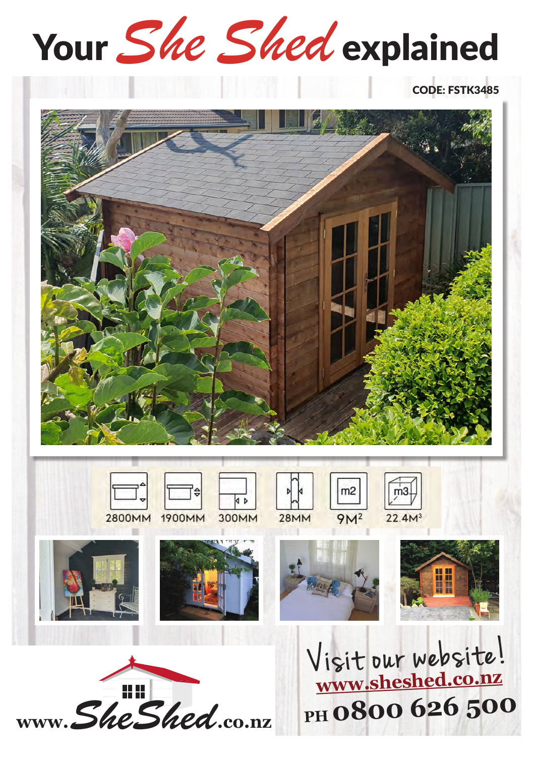# Your She Shed explained

CODE: FSTK3485

| 2800MM | 1900MM | 300MM | 28MM | 9M² | 22.4M³ |
|---|---|---|---|---|---|

www.SheShed.co.nz

Visit our website!

www.sheshed.co.nz

PH 0800 626 500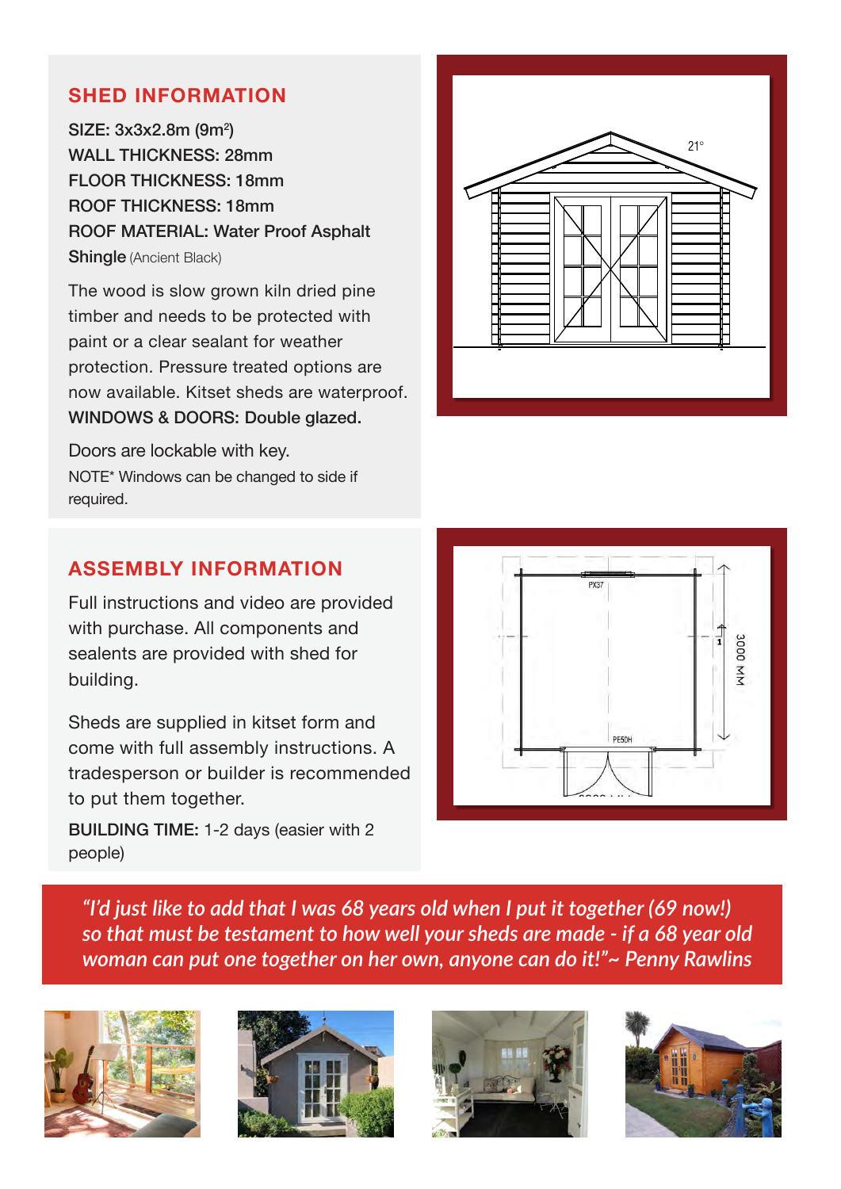## SHED INFORMATION

**SIZE:** 3x3x2.8m (9m²)
**WALL THICKNESS:** 28mm
**FLOOR THICKNESS:** 18mm
**ROOF THICKNESS:** 18mm
**ROOF MATERIAL:** Water Proof Asphalt Shingle (Ancient Black)

The wood is slow grown kiln dried pine timber and needs to be protected with paint or a clear sealant for weather protection. Pressure treated options are now available. Kitset sheds are waterproof.

**WINDOWS & DOORS:** Double glazed.

Doors are lockable with key.

NOTE* Windows can be changed to side if required.

## ASSEMBLY INFORMATION

Full instructions and video are provided with purchase. All components and sealents are provided with shed for building.

Sheds are supplied in kitset form and come with full assembly instructions. A tradesperson or builder is recommended to put them together.

**BUILDING TIME:** 1-2 days (easier with 2 people)

*"I'd just like to add that I was 68 years old when I put it together (69 now!) so that must be testament to how well your sheds are made - if a 68 year old woman can put one together on her own, anyone can do it!"~ Penny Rawlins*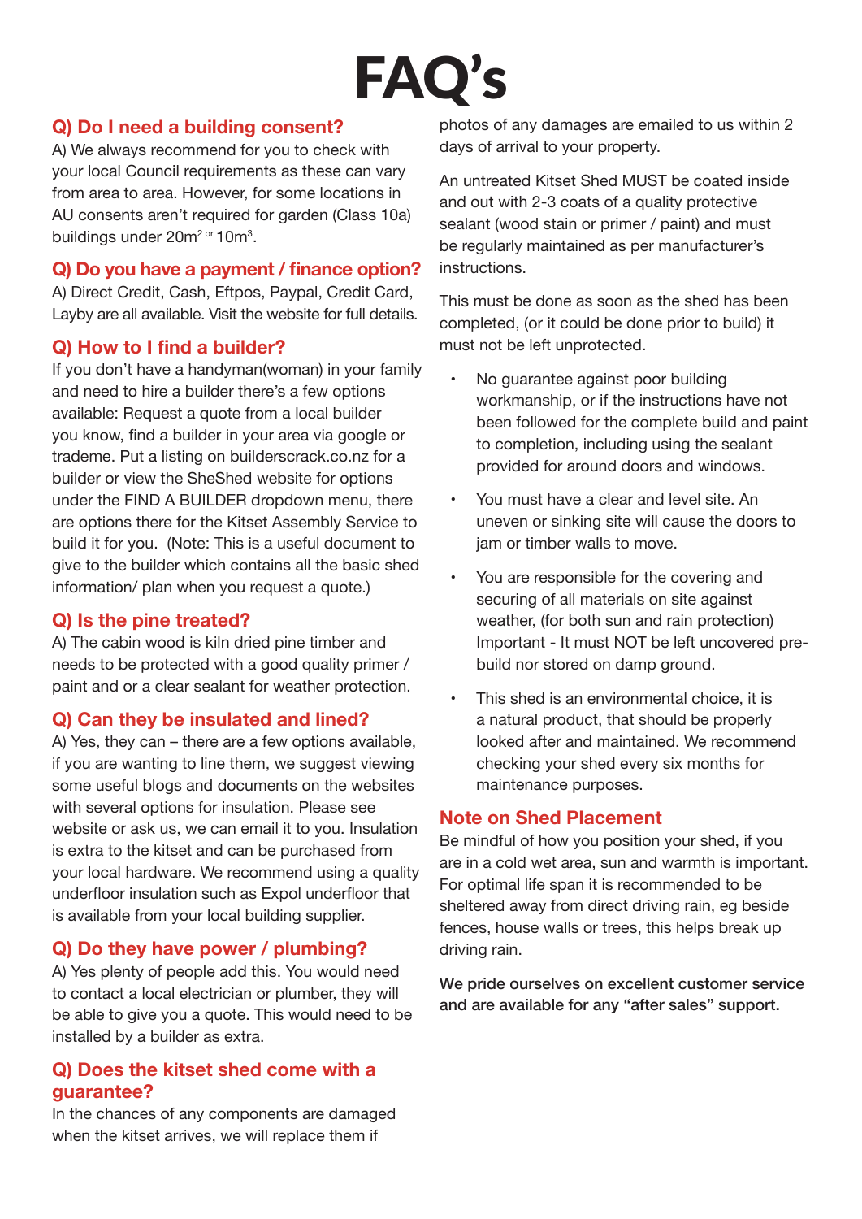# FAQ's

## Q) Do I need a building consent?

A) We always recommend for you to check with your local Council requirements as these can vary from area to area. However, for some locations in AU consents aren't required for garden (Class 10a) buildings under $20m^2$ or $10m^3$.

## Q) Do you have a payment / finance option?

A) Direct Credit, Cash, Eftpos, Paypal, Credit Card, Layby are all available. Visit the website for full details.

## Q) How to I find a builder?

If you don't have a handyman(woman) in your family and need to hire a builder there's a few options available: Request a quote from a local builder you know, find a builder in your area via google or trademe. Put a listing on builderscrack.co.nz for a builder or view the SheShed website for options under the FIND A BUILDER dropdown menu, there are options there for the Kitset Assembly Service to build it for you. (Note: This is a useful document to give to the builder which contains all the basic shed information/ plan when you request a quote.)

## Q) Is the pine treated?

A) The cabin wood is kiln dried pine timber and needs to be protected with a good quality primer / paint and or a clear sealant for weather protection.

## Q) Can they be insulated and lined?

A) Yes, they can – there are a few options available, if you are wanting to line them, we suggest viewing some useful blogs and documents on the websites with several options for insulation. Please see website or ask us, we can email it to you. Insulation is extra to the kitset and can be purchased from your local hardware. We recommend using a quality underfloor insulation such as Expol underfloor that is available from your local building supplier.

## Q) Do they have power / plumbing?

A) Yes plenty of people add this. You would need to contact a local electrician or plumber, they will be able to give you a quote. This would need to be installed by a builder as extra.

## Q) Does the kitset shed come with a guarantee?

In the chances of any components are damaged when the kitset arrives, we will replace them if photos of any damages are emailed to us within 2 days of arrival to your property.

An untreated Kitset Shed MUST be coated inside and out with 2-3 coats of a quality protective sealant (wood stain or primer / paint) and must be regularly maintained as per manufacturer's instructions.

This must be done as soon as the shed has been completed, (or it could be done prior to build) it must not be left unprotected.

- No guarantee against poor building workmanship, or if the instructions have not been followed for the complete build and paint to completion, including using the sealant provided for around doors and windows.
- You must have a clear and level site. An uneven or sinking site will cause the doors to jam or timber walls to move.
- You are responsible for the covering and securing of all materials on site against weather, (for both sun and rain protection) Important - It must NOT be left uncovered pre-build nor stored on damp ground.
- This shed is an environmental choice, it is a natural product, that should be properly looked after and maintained. We recommend checking your shed every six months for maintenance purposes.

## Note on Shed Placement

Be mindful of how you position your shed, if you are in a cold wet area, sun and warmth is important. For optimal life span it is recommended to be sheltered away from direct driving rain, eg beside fences, house walls or trees, this helps break up driving rain.

**We pride ourselves on excellent customer service and are available for any "after sales" support.**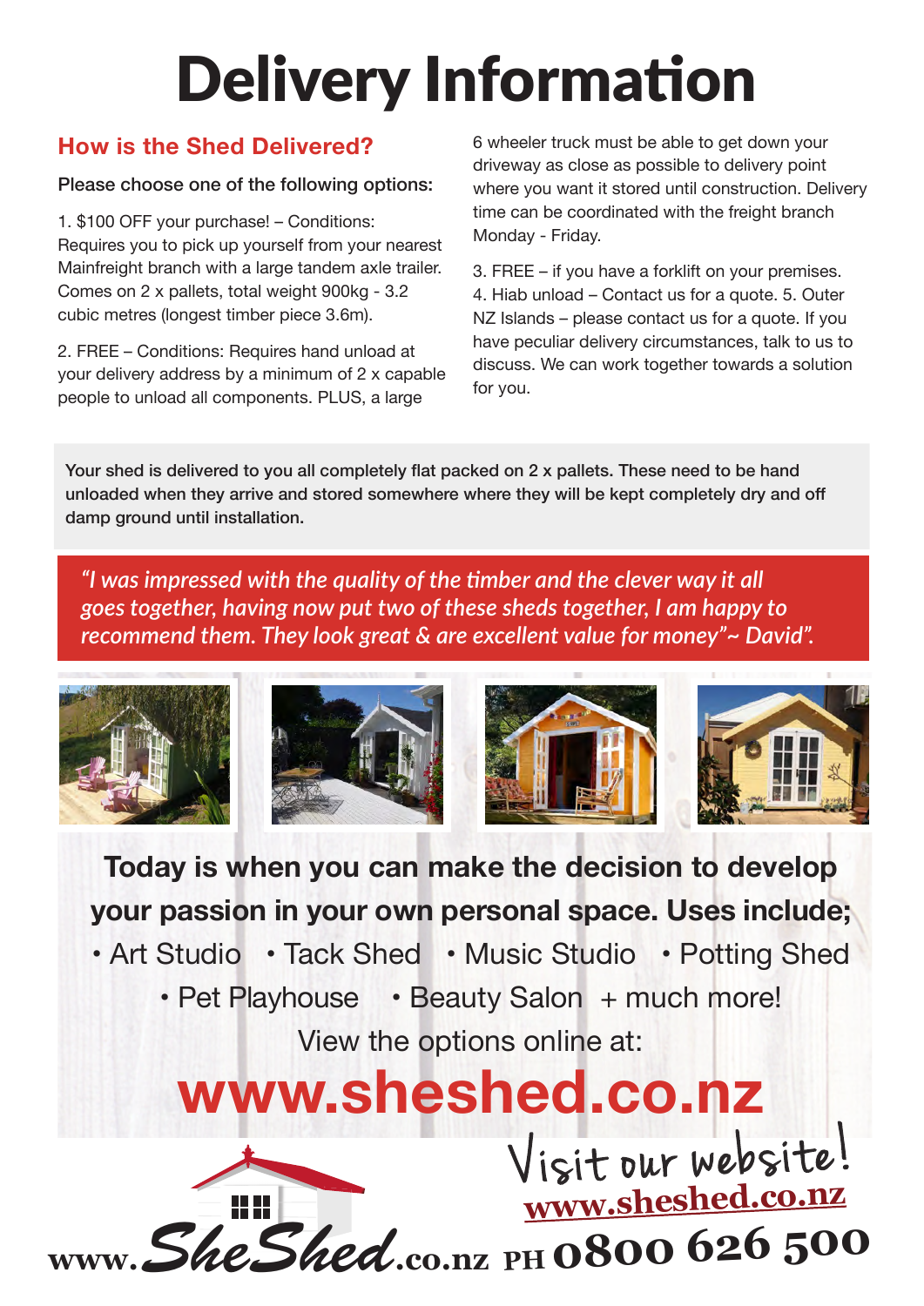# Delivery Information

## How is the Shed Delivered?

**Please choose one of the following options:**

1. $100 OFF your purchase! – Conditions: Requires you to pick up yourself from your nearest Mainfreight branch with a large tandem axle trailer. Comes on 2 x pallets, total weight 900kg - 3.2 cubic metres (longest timber piece 3.6m).

2. FREE – Conditions: Requires hand unload at your delivery address by a minimum of 2 x capable people to unload all components. PLUS, a large 6 wheeler truck must be able to get down your driveway as close as possible to delivery point where you want it stored until construction. Delivery time can be coordinated with the freight branch Monday - Friday.

3. FREE – if you have a forklift on your premises. 4. Hiab unload – Contact us for a quote. 5. Outer NZ Islands – please contact us for a quote. If you have peculiar delivery circumstances, talk to us to discuss. We can work together towards a solution for you.

**Your shed is delivered to you all completely flat packed on 2 x pallets. These need to be hand unloaded when they arrive and stored somewhere where they will be kept completely dry and off damp ground until installation.**

*"I was impressed with the quality of the timber and the clever way it all goes together, having now put two of these sheds together, I am happy to recommend them. They look great & are excellent value for money"~ David".*

**Today is when you can make the decision to develop your passion in your own personal space. Uses include;**

- Art Studio
- Tack Shed
- Music Studio
- Potting Shed
- Pet Playhouse
- Beauty Salon

+ much more!

View the options online at:

**www.sheshed.co.nz**

Visit our website!

**www.sheshed.co.nz**

www.SheShed.co.nz PH 0800 626 500